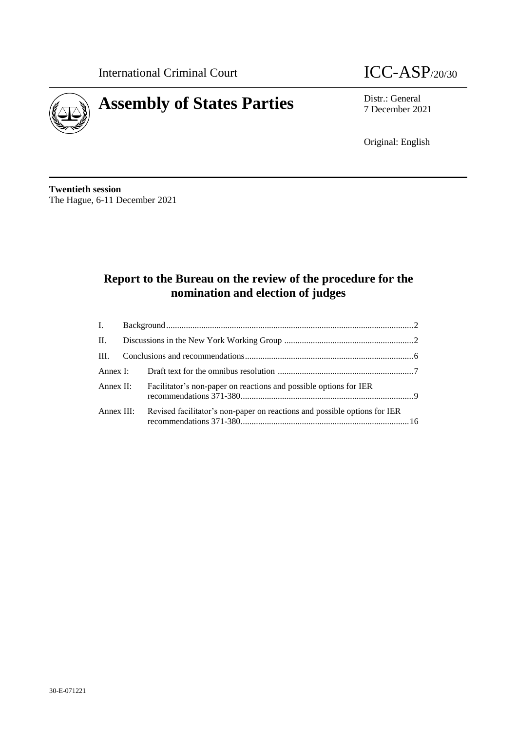International Criminal Court

ICC-ASP/20/30

# Assembly of States Parties

Distr.: General
7 December 2021

Original: English

**Twentieth session**
The Hague, 6-11 December 2021

## Report to the Bureau on the review of the procedure for the nomination and election of judges

| | | |
|---|---|---|
| I. | Background | 2 |
| II. | Discussions in the New York Working Group | 2 |
| III. | Conclusions and recommendations | 6 |
| Annex I: | Draft text for the omnibus resolution | 7 |
| Annex II: | Facilitator's non-paper on reactions and possible options for IER recommendations 371-380 | 9 |
| Annex III: | Revised facilitator's non-paper on reactions and possible options for IER recommendations 371-380 | 16 |

30-E-071221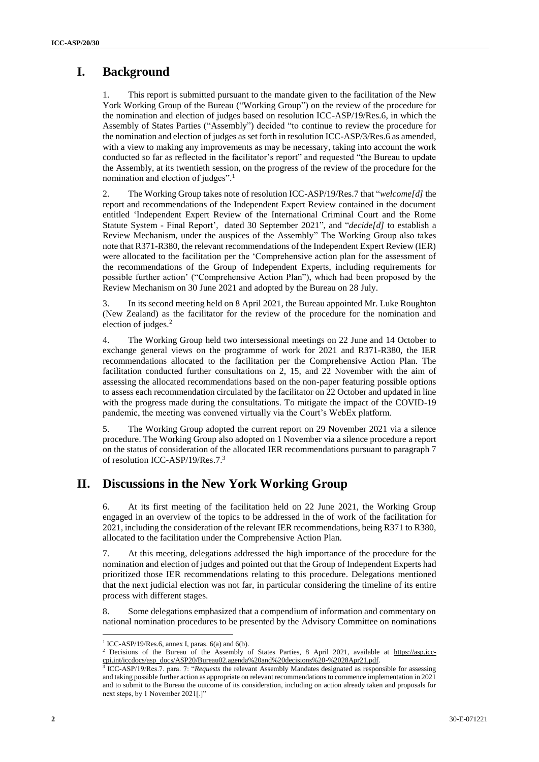# I. Background

1. This report is submitted pursuant to the mandate given to the facilitation of the New York Working Group of the Bureau ("Working Group") on the review of the procedure for the nomination and election of judges based on resolution ICC-ASP/19/Res.6, in which the Assembly of States Parties ("Assembly") decided "to continue to review the procedure for the nomination and election of judges as set forth in resolution ICC-ASP/3/Res.6 as amended, with a view to making any improvements as may be necessary, taking into account the work conducted so far as reflected in the facilitator's report" and requested "the Bureau to update the Assembly, at its twentieth session, on the progress of the review of the procedure for the nomination and election of judges".[1]

2. The Working Group takes note of resolution ICC-ASP/19/Res.7 that "*welcome[d]* the report and recommendations of the Independent Expert Review contained in the document entitled 'Independent Expert Review of the International Criminal Court and the Rome Statute System - Final Report', dated 30 September 2021", and "*decide[d]* to establish a Review Mechanism, under the auspices of the Assembly" The Working Group also takes note that R371-R380, the relevant recommendations of the Independent Expert Review (IER) were allocated to the facilitation per the 'Comprehensive action plan for the assessment of the recommendations of the Group of Independent Experts, including requirements for possible further action' ("Comprehensive Action Plan"), which had been proposed by the Review Mechanism on 30 June 2021 and adopted by the Bureau on 28 July.

3. In its second meeting held on 8 April 2021, the Bureau appointed Mr. Luke Roughton (New Zealand) as the facilitator for the review of the procedure for the nomination and election of judges.[2]

4. The Working Group held two intersessional meetings on 22 June and 14 October to exchange general views on the programme of work for 2021 and R371-R380, the IER recommendations allocated to the facilitation per the Comprehensive Action Plan. The facilitation conducted further consultations on 2, 15, and 22 November with the aim of assessing the allocated recommendations based on the non-paper featuring possible options to assess each recommendation circulated by the facilitator on 22 October and updated in line with the progress made during the consultations. To mitigate the impact of the COVID-19 pandemic, the meeting was convened virtually via the Court's WebEx platform.

5. The Working Group adopted the current report on 29 November 2021 via a silence procedure. The Working Group also adopted on 1 November via a silence procedure a report on the status of consideration of the allocated IER recommendations pursuant to paragraph 7 of resolution ICC-ASP/19/Res.7.[3]

# II. Discussions in the New York Working Group

6. At its first meeting of the facilitation held on 22 June 2021, the Working Group engaged in an overview of the topics to be addressed in the of work of the facilitation for 2021, including the consideration of the relevant IER recommendations, being R371 to R380, allocated to the facilitation under the Comprehensive Action Plan.

7. At this meeting, delegations addressed the high importance of the procedure for the nomination and election of judges and pointed out that the Group of Independent Experts had prioritized those IER recommendations relating to this procedure. Delegations mentioned that the next judicial election was not far, in particular considering the timeline of its entire process with different stages.

8. Some delegations emphasized that a compendium of information and commentary on national nomination procedures to be presented by the Advisory Committee on nominations

---

[1] ICC-ASP/19/Res.6, annex I, paras. 6(a) and 6(b).

[2] Decisions of the Bureau of the Assembly of States Parties, 8 April 2021, available at https://asp.icc-cpi.int/iccdocs/asp_docs/ASP20/Bureau02.agenda%20and%20decisions%20-%2028Apr21.pdf.

[3] ICC-ASP/19/Res.7. para. 7: "*Requests* the relevant Assembly Mandates designated as responsible for assessing and taking possible further action as appropriate on relevant recommendations to commence implementation in 2021 and to submit to the Bureau the outcome of its consideration, including on action already taken and proposals for next steps, by 1 November 2021[.]"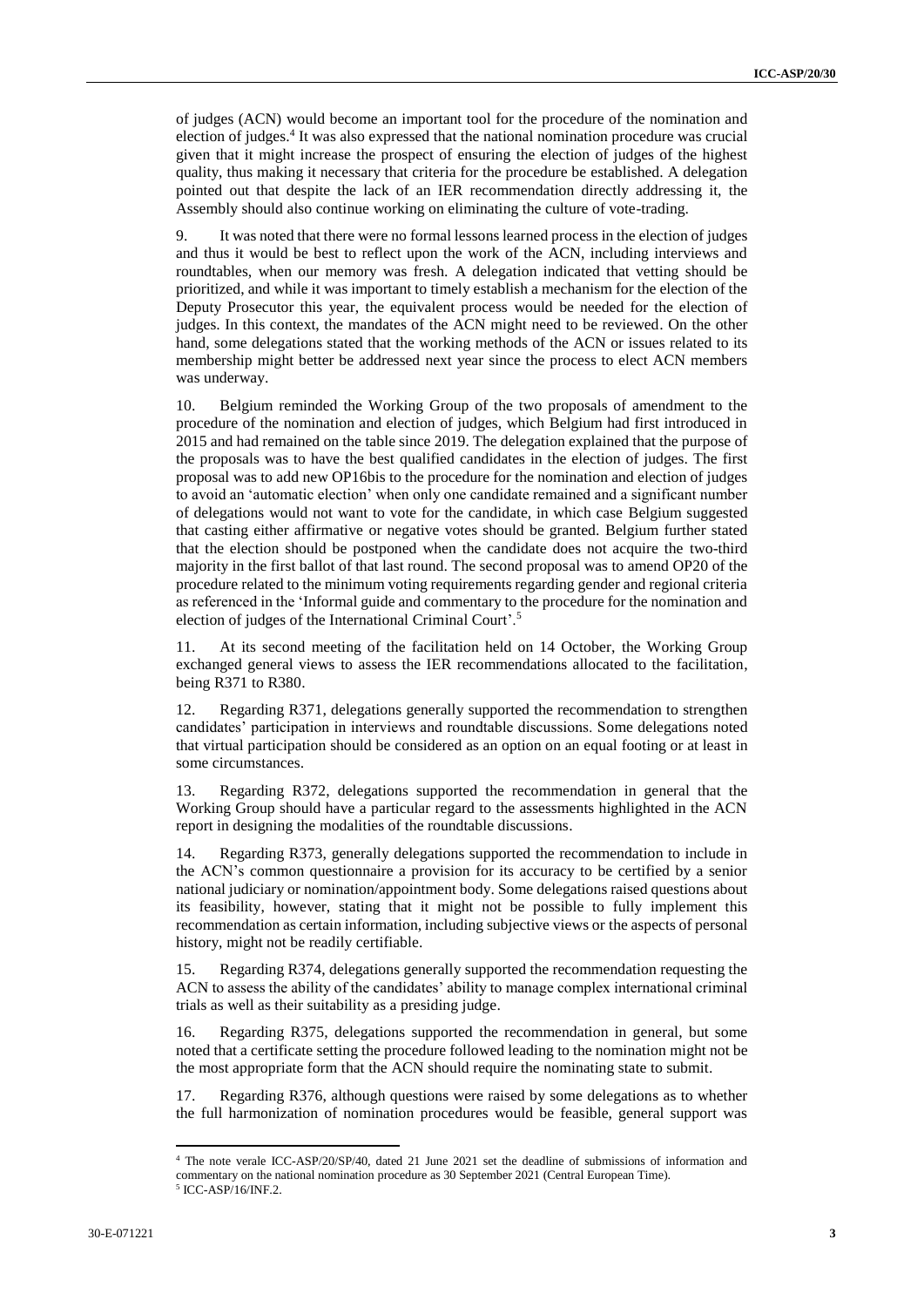of judges (ACN) would become an important tool for the procedure of the nomination and election of judges.[4] It was also expressed that the national nomination procedure was crucial given that it might increase the prospect of ensuring the election of judges of the highest quality, thus making it necessary that criteria for the procedure be established. A delegation pointed out that despite the lack of an IER recommendation directly addressing it, the Assembly should also continue working on eliminating the culture of vote-trading.

9. It was noted that there were no formal lessons learned process in the election of judges and thus it would be best to reflect upon the work of the ACN, including interviews and roundtables, when our memory was fresh. A delegation indicated that vetting should be prioritized, and while it was important to timely establish a mechanism for the election of the Deputy Prosecutor this year, the equivalent process would be needed for the election of judges. In this context, the mandates of the ACN might need to be reviewed. On the other hand, some delegations stated that the working methods of the ACN or issues related to its membership might better be addressed next year since the process to elect ACN members was underway.

10. Belgium reminded the Working Group of the two proposals of amendment to the procedure of the nomination and election of judges, which Belgium had first introduced in 2015 and had remained on the table since 2019. The delegation explained that the purpose of the proposals was to have the best qualified candidates in the election of judges. The first proposal was to add new OP16bis to the procedure for the nomination and election of judges to avoid an 'automatic election' when only one candidate remained and a significant number of delegations would not want to vote for the candidate, in which case Belgium suggested that casting either affirmative or negative votes should be granted. Belgium further stated that the election should be postponed when the candidate does not acquire the two-third majority in the first ballot of that last round. The second proposal was to amend OP20 of the procedure related to the minimum voting requirements regarding gender and regional criteria as referenced in the 'Informal guide and commentary to the procedure for the nomination and election of judges of the International Criminal Court'.[5]

11. At its second meeting of the facilitation held on 14 October, the Working Group exchanged general views to assess the IER recommendations allocated to the facilitation, being R371 to R380.

12. Regarding R371, delegations generally supported the recommendation to strengthen candidates' participation in interviews and roundtable discussions. Some delegations noted that virtual participation should be considered as an option on an equal footing or at least in some circumstances.

13. Regarding R372, delegations supported the recommendation in general that the Working Group should have a particular regard to the assessments highlighted in the ACN report in designing the modalities of the roundtable discussions.

14. Regarding R373, generally delegations supported the recommendation to include in the ACN's common questionnaire a provision for its accuracy to be certified by a senior national judiciary or nomination/appointment body. Some delegations raised questions about its feasibility, however, stating that it might not be possible to fully implement this recommendation as certain information, including subjective views or the aspects of personal history, might not be readily certifiable.

15. Regarding R374, delegations generally supported the recommendation requesting the ACN to assess the ability of the candidates' ability to manage complex international criminal trials as well as their suitability as a presiding judge.

16. Regarding R375, delegations supported the recommendation in general, but some noted that a certificate setting the procedure followed leading to the nomination might not be the most appropriate form that the ACN should require the nominating state to submit.

17. Regarding R376, although questions were raised by some delegations as to whether the full harmonization of nomination procedures would be feasible, general support was

---

[4] The note verale ICC-ASP/20/SP/40, dated 21 June 2021 set the deadline of submissions of information and commentary on the national nomination procedure as 30 September 2021 (Central European Time).

[5] ICC-ASP/16/INF.2.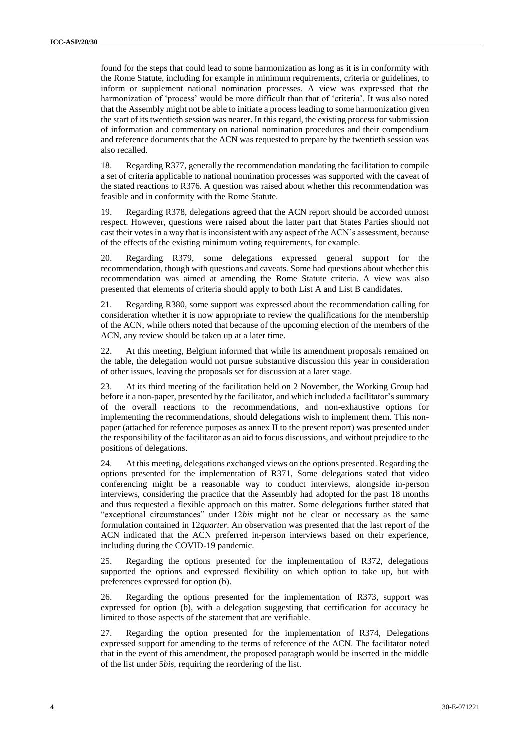found for the steps that could lead to some harmonization as long as it is in conformity with the Rome Statute, including for example in minimum requirements, criteria or guidelines, to inform or supplement national nomination processes. A view was expressed that the harmonization of 'process' would be more difficult than that of 'criteria'. It was also noted that the Assembly might not be able to initiate a process leading to some harmonization given the start of its twentieth session was nearer. In this regard, the existing process for submission of information and commentary on national nomination procedures and their compendium and reference documents that the ACN was requested to prepare by the twentieth session was also recalled.

18. Regarding R377, generally the recommendation mandating the facilitation to compile a set of criteria applicable to national nomination processes was supported with the caveat of the stated reactions to R376. A question was raised about whether this recommendation was feasible and in conformity with the Rome Statute.

19. Regarding R378, delegations agreed that the ACN report should be accorded utmost respect. However, questions were raised about the latter part that States Parties should not cast their votes in a way that is inconsistent with any aspect of the ACN's assessment, because of the effects of the existing minimum voting requirements, for example.

20. Regarding R379, some delegations expressed general support for the recommendation, though with questions and caveats. Some had questions about whether this recommendation was aimed at amending the Rome Statute criteria. A view was also presented that elements of criteria should apply to both List A and List B candidates.

21. Regarding R380, some support was expressed about the recommendation calling for consideration whether it is now appropriate to review the qualifications for the membership of the ACN, while others noted that because of the upcoming election of the members of the ACN, any review should be taken up at a later time.

22. At this meeting, Belgium informed that while its amendment proposals remained on the table, the delegation would not pursue substantive discussion this year in consideration of other issues, leaving the proposals set for discussion at a later stage.

23. At its third meeting of the facilitation held on 2 November, the Working Group had before it a non-paper, presented by the facilitator, and which included a facilitator's summary of the overall reactions to the recommendations, and non-exhaustive options for implementing the recommendations, should delegations wish to implement them. This non-paper (attached for reference purposes as annex II to the present report) was presented under the responsibility of the facilitator as an aid to focus discussions, and without prejudice to the positions of delegations.

24. At this meeting, delegations exchanged views on the options presented. Regarding the options presented for the implementation of R371, Some delegations stated that video conferencing might be a reasonable way to conduct interviews, alongside in-person interviews, considering the practice that the Assembly had adopted for the past 18 months and thus requested a flexible approach on this matter. Some delegations further stated that "exceptional circumstances" under 12*bis* might not be clear or necessary as the same formulation contained in 12*quarter*. An observation was presented that the last report of the ACN indicated that the ACN preferred in-person interviews based on their experience, including during the COVID-19 pandemic.

25. Regarding the options presented for the implementation of R372, delegations supported the options and expressed flexibility on which option to take up, but with preferences expressed for option (b).

26. Regarding the options presented for the implementation of R373, support was expressed for option (b), with a delegation suggesting that certification for accuracy be limited to those aspects of the statement that are verifiable.

27. Regarding the option presented for the implementation of R374, Delegations expressed support for amending to the terms of reference of the ACN. The facilitator noted that in the event of this amendment, the proposed paragraph would be inserted in the middle of the list under 5*bis*, requiring the reordering of the list.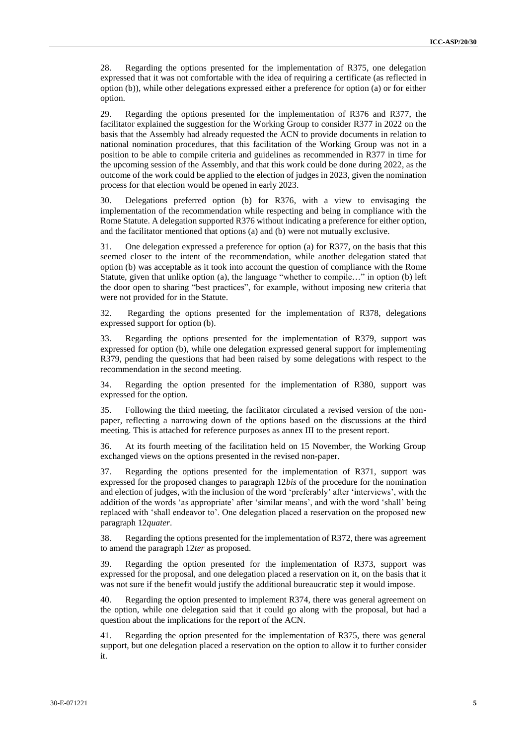28. Regarding the options presented for the implementation of R375, one delegation expressed that it was not comfortable with the idea of requiring a certificate (as reflected in option (b)), while other delegations expressed either a preference for option (a) or for either option.

29. Regarding the options presented for the implementation of R376 and R377, the facilitator explained the suggestion for the Working Group to consider R377 in 2022 on the basis that the Assembly had already requested the ACN to provide documents in relation to national nomination procedures, that this facilitation of the Working Group was not in a position to be able to compile criteria and guidelines as recommended in R377 in time for the upcoming session of the Assembly, and that this work could be done during 2022, as the outcome of the work could be applied to the election of judges in 2023, given the nomination process for that election would be opened in early 2023.

30. Delegations preferred option (b) for R376, with a view to envisaging the implementation of the recommendation while respecting and being in compliance with the Rome Statute. A delegation supported R376 without indicating a preference for either option, and the facilitator mentioned that options (a) and (b) were not mutually exclusive.

31. One delegation expressed a preference for option (a) for R377, on the basis that this seemed closer to the intent of the recommendation, while another delegation stated that option (b) was acceptable as it took into account the question of compliance with the Rome Statute, given that unlike option (a), the language "whether to compile…" in option (b) left the door open to sharing "best practices", for example, without imposing new criteria that were not provided for in the Statute.

32. Regarding the options presented for the implementation of R378, delegations expressed support for option (b).

33. Regarding the options presented for the implementation of R379, support was expressed for option (b), while one delegation expressed general support for implementing R379, pending the questions that had been raised by some delegations with respect to the recommendation in the second meeting.

34. Regarding the option presented for the implementation of R380, support was expressed for the option.

35. Following the third meeting, the facilitator circulated a revised version of the non-paper, reflecting a narrowing down of the options based on the discussions at the third meeting. This is attached for reference purposes as annex III to the present report.

36. At its fourth meeting of the facilitation held on 15 November, the Working Group exchanged views on the options presented in the revised non-paper.

37. Regarding the options presented for the implementation of R371, support was expressed for the proposed changes to paragraph 12*bis* of the procedure for the nomination and election of judges, with the inclusion of the word 'preferably' after 'interviews', with the addition of the words 'as appropriate' after 'similar means', and with the word 'shall' being replaced with 'shall endeavor to'. One delegation placed a reservation on the proposed new paragraph 12*quater*.

38. Regarding the options presented for the implementation of R372, there was agreement to amend the paragraph 12*ter* as proposed.

39. Regarding the option presented for the implementation of R373, support was expressed for the proposal, and one delegation placed a reservation on it, on the basis that it was not sure if the benefit would justify the additional bureaucratic step it would impose.

40. Regarding the option presented to implement R374, there was general agreement on the option, while one delegation said that it could go along with the proposal, but had a question about the implications for the report of the ACN.

41. Regarding the option presented for the implementation of R375, there was general support, but one delegation placed a reservation on the option to allow it to further consider it.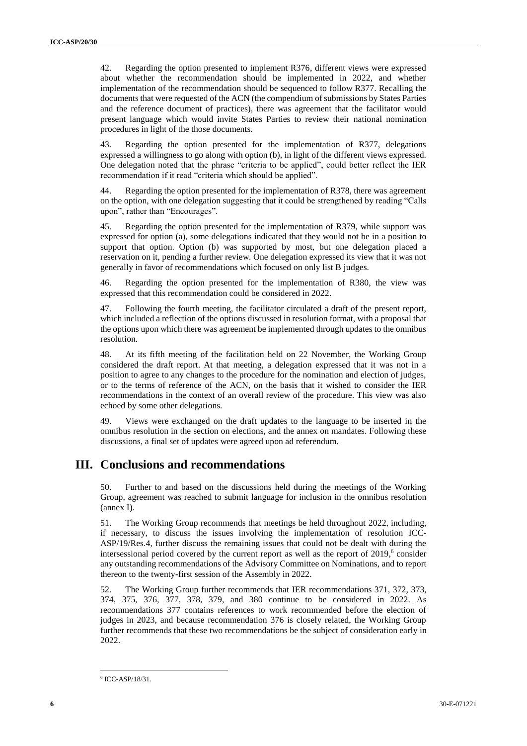42. Regarding the option presented to implement R376, different views were expressed about whether the recommendation should be implemented in 2022, and whether implementation of the recommendation should be sequenced to follow R377. Recalling the documents that were requested of the ACN (the compendium of submissions by States Parties and the reference document of practices), there was agreement that the facilitator would present language which would invite States Parties to review their national nomination procedures in light of the those documents.

43. Regarding the option presented for the implementation of R377, delegations expressed a willingness to go along with option (b), in light of the different views expressed. One delegation noted that the phrase "criteria to be applied", could better reflect the IER recommendation if it read "criteria which should be applied".

44. Regarding the option presented for the implementation of R378, there was agreement on the option, with one delegation suggesting that it could be strengthened by reading "Calls upon", rather than "Encourages".

45. Regarding the option presented for the implementation of R379, while support was expressed for option (a), some delegations indicated that they would not be in a position to support that option. Option (b) was supported by most, but one delegation placed a reservation on it, pending a further review. One delegation expressed its view that it was not generally in favor of recommendations which focused on only list B judges.

46. Regarding the option presented for the implementation of R380, the view was expressed that this recommendation could be considered in 2022.

47. Following the fourth meeting, the facilitator circulated a draft of the present report, which included a reflection of the options discussed in resolution format, with a proposal that the options upon which there was agreement be implemented through updates to the omnibus resolution.

48. At its fifth meeting of the facilitation held on 22 November, the Working Group considered the draft report. At that meeting, a delegation expressed that it was not in a position to agree to any changes to the procedure for the nomination and election of judges, or to the terms of reference of the ACN, on the basis that it wished to consider the IER recommendations in the context of an overall review of the procedure. This view was also echoed by some other delegations.

49. Views were exchanged on the draft updates to the language to be inserted in the omnibus resolution in the section on elections, and the annex on mandates. Following these discussions, a final set of updates were agreed upon ad referendum.

# III. Conclusions and recommendations

50. Further to and based on the discussions held during the meetings of the Working Group, agreement was reached to submit language for inclusion in the omnibus resolution (annex I).

51. The Working Group recommends that meetings be held throughout 2022, including, if necessary, to discuss the issues involving the implementation of resolution ICC-ASP/19/Res.4, further discuss the remaining issues that could not be dealt with during the intersessional period covered by the current report as well as the report of 2019,[6] consider any outstanding recommendations of the Advisory Committee on Nominations, and to report thereon to the twenty-first session of the Assembly in 2022.

52. The Working Group further recommends that IER recommendations 371, 372, 373, 374, 375, 376, 377, 378, 379, and 380 continue to be considered in 2022. As recommendations 377 contains references to work recommended before the election of judges in 2023, and because recommendation 376 is closely related, the Working Group further recommends that these two recommendations be the subject of consideration early in 2022.

[6] ICC-ASP/18/31.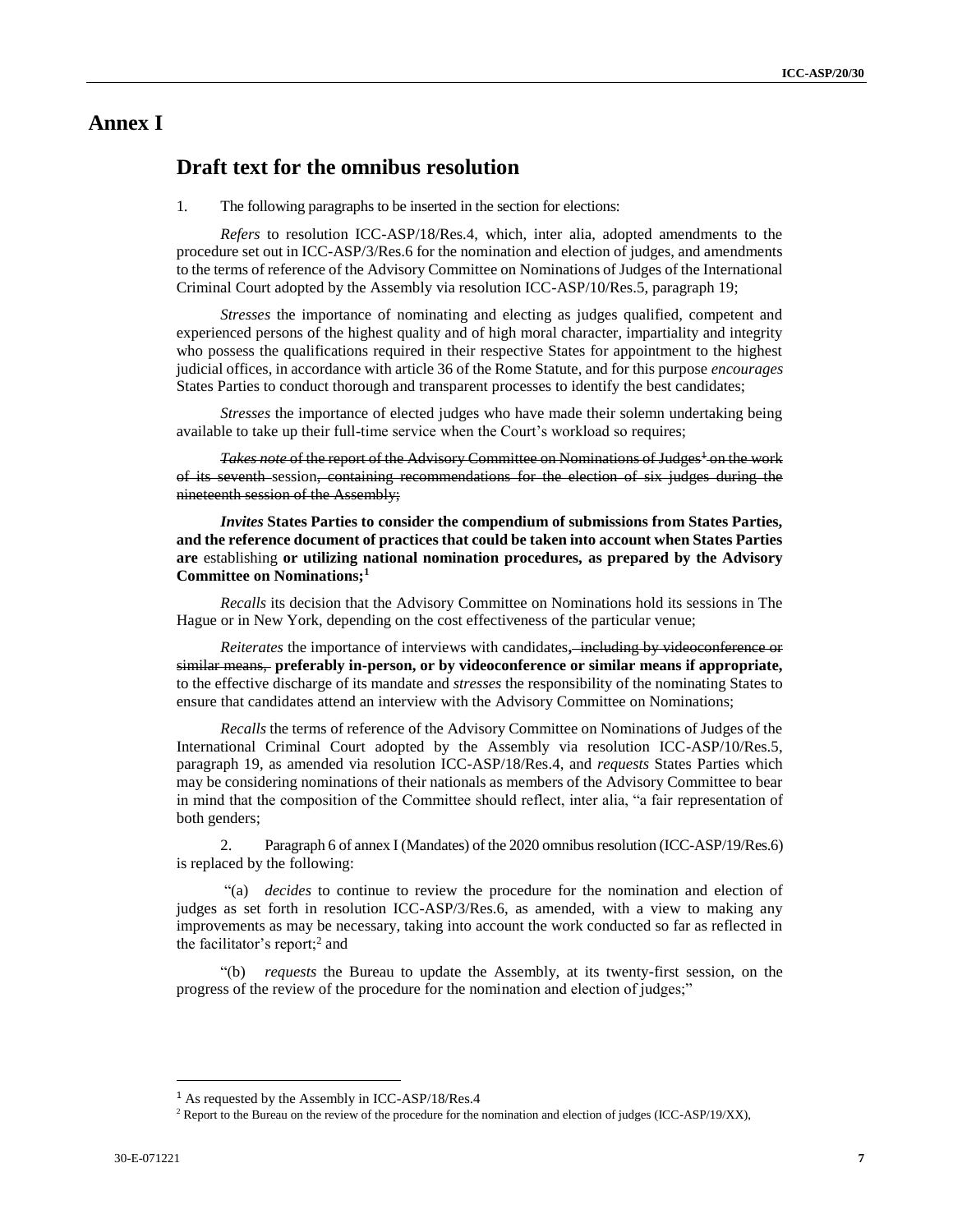# Annex I

## Draft text for the omnibus resolution

1. The following paragraphs to be inserted in the section for elections:

*Refers* to resolution ICC-ASP/18/Res.4, which, inter alia, adopted amendments to the procedure set out in ICC-ASP/3/Res.6 for the nomination and election of judges, and amendments to the terms of reference of the Advisory Committee on Nominations of Judges of the International Criminal Court adopted by the Assembly via resolution ICC-ASP/10/Res.5, paragraph 19;

*Stresses* the importance of nominating and electing as judges qualified, competent and experienced persons of the highest quality and of high moral character, impartiality and integrity who possess the qualifications required in their respective States for appointment to the highest judicial offices, in accordance with article 36 of the Rome Statute, and for this purpose *encourages* States Parties to conduct thorough and transparent processes to identify the best candidates;

*Stresses* the importance of elected judges who have made their solemn undertaking being available to take up their full-time service when the Court's workload so requires;

~~*Takes note* of the report of the Advisory Committee on Nominations of Judges[1] on the work of its seventh~~ session~~, containing recommendations for the election of six judges during the nineteenth session of the Assembly;~~

***Invites* States Parties to consider the compendium of submissions from States Parties, and the reference document of practices that could be taken into account when States Parties are** establishing **or utilizing national nomination procedures, as prepared by the Advisory Committee on Nominations;[1]**

*Recalls* its decision that the Advisory Committee on Nominations hold its sessions in The Hague or in New York, depending on the cost effectiveness of the particular venue;

*Reiterates* the importance of interviews with candidates**,** ~~including by videoconference or similar means,~~ **preferably in-person, or by videoconference or similar means if appropriate,** to the effective discharge of its mandate and *stresses* the responsibility of the nominating States to ensure that candidates attend an interview with the Advisory Committee on Nominations;

*Recalls* the terms of reference of the Advisory Committee on Nominations of Judges of the International Criminal Court adopted by the Assembly via resolution ICC-ASP/10/Res.5, paragraph 19, as amended via resolution ICC-ASP/18/Res.4, and *requests* States Parties which may be considering nominations of their nationals as members of the Advisory Committee to bear in mind that the composition of the Committee should reflect, inter alia, "a fair representation of both genders;

2. Paragraph 6 of annex I (Mandates) of the 2020 omnibus resolution (ICC-ASP/19/Res.6) is replaced by the following:

"(a) *decides* to continue to review the procedure for the nomination and election of judges as set forth in resolution ICC-ASP/3/Res.6, as amended, with a view to making any improvements as may be necessary, taking into account the work conducted so far as reflected in the facilitator's report;[2] and

"(b) *requests* the Bureau to update the Assembly, at its twenty-first session, on the progress of the review of the procedure for the nomination and election of judges;"

---

[1] As requested by the Assembly in ICC-ASP/18/Res.4

[2] Report to the Bureau on the review of the procedure for the nomination and election of judges (ICC-ASP/19/XX),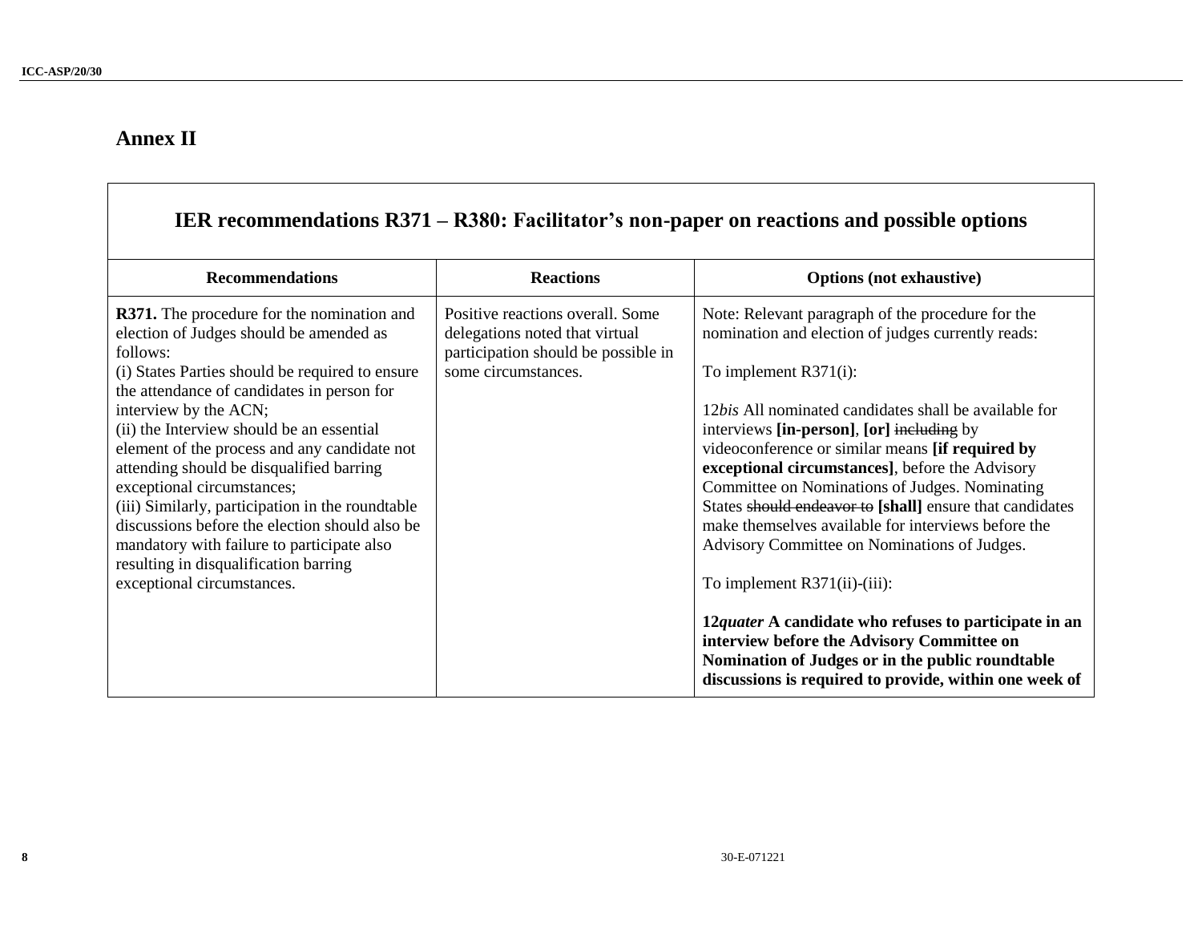## Annex II

| IER recommendations R371 – R380: Facilitator's non-paper on reactions and possible options | | |
|---|---|---|
| **Recommendations** | **Reactions** | **Options (not exhaustive)** |
| **R371.** The procedure for the nomination and election of Judges should be amended as follows:<br>(i) States Parties should be required to ensure the attendance of candidates in person for interview by the ACN;<br>(ii) the Interview should be an essential element of the process and any candidate not attending should be disqualified barring exceptional circumstances;<br>(iii) Similarly, participation in the roundtable discussions before the election should also be mandatory with failure to participate also resulting in disqualification barring exceptional circumstances. | Positive reactions overall. Some delegations noted that virtual participation should be possible in some circumstances. | Note: Relevant paragraph of the procedure for the nomination and election of judges currently reads:<br><br>To implement R371(i):<br><br>12*bis* All nominated candidates shall be available for interviews **[in-person]**, **[or]** ~~including~~ by videoconference or similar means **[if required by exceptional circumstances]**, before the Advisory Committee on Nominations of Judges. Nominating States ~~should endeavor to~~ **[shall]** ensure that candidates make themselves available for interviews before the Advisory Committee on Nominations of Judges.<br><br>To implement R371(ii)-(iii):<br><br>**12*quater* A candidate who refuses to participate in an interview before the Advisory Committee on Nomination of Judges or in the public roundtable discussions is required to provide, within one week of** |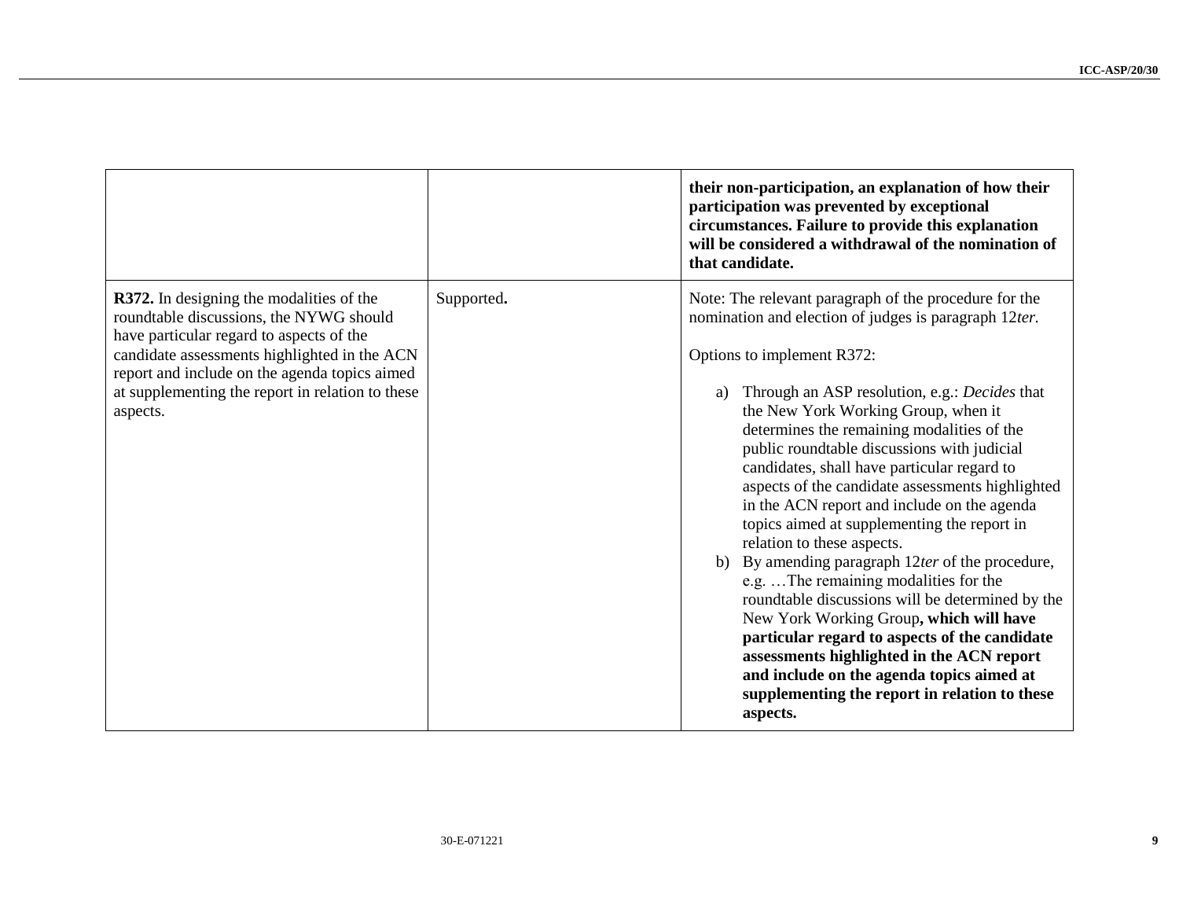| | | |
|---|---|---|
| | | **their non-participation, an explanation of how their participation was prevented by exceptional circumstances. Failure to provide this explanation will be considered a withdrawal of the nomination of that candidate.** |
| **R372.** In designing the modalities of the roundtable discussions, the NYWG should have particular regard to aspects of the candidate assessments highlighted in the ACN report and include on the agenda topics aimed at supplementing the report in relation to these aspects. | Supported**.** | Note: The relevant paragraph of the procedure for the nomination and election of judges is paragraph 12*ter.*<br><br>Options to implement R372:<br><br>a) Through an ASP resolution, e.g.: *Decides* that the New York Working Group, when it determines the remaining modalities of the public roundtable discussions with judicial candidates, shall have particular regard to aspects of the candidate assessments highlighted in the ACN report and include on the agenda topics aimed at supplementing the report in relation to these aspects.<br>b) By amending paragraph 12*ter* of the procedure, e.g. …The remaining modalities for the roundtable discussions will be determined by the New York Working Group**, which will have particular regard to aspects of the candidate assessments highlighted in the ACN report and include on the agenda topics aimed at supplementing the report in relation to these aspects.** |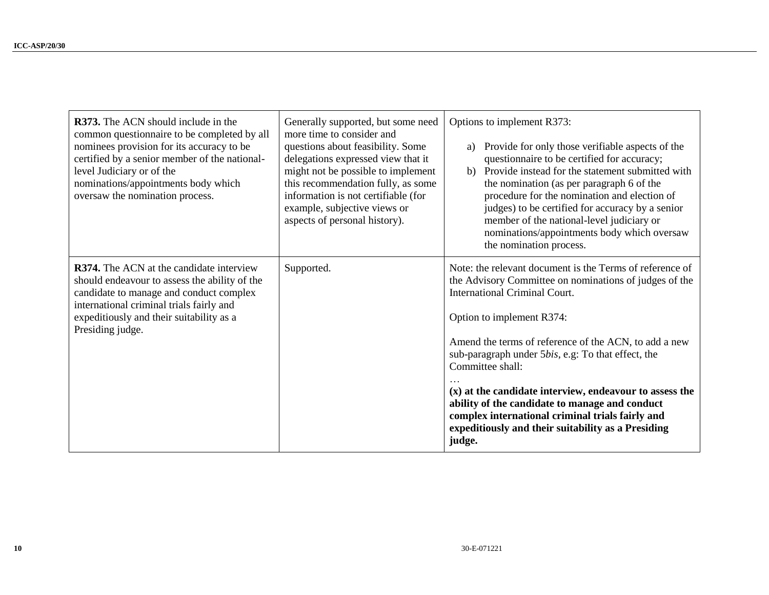| | | |
|---|---|---|
| **R373.** The ACN should include in the common questionnaire to be completed by all nominees provision for its accuracy to be certified by a senior member of the national-level Judiciary or of the nominations/appointments body which oversaw the nomination process. | Generally supported, but some need more time to consider and questions about feasibility. Some delegations expressed view that it might not be possible to implement this recommendation fully, as some information is not certifiable (for example, subjective views or aspects of personal history). | Options to implement R373:<br><br>a) Provide for only those verifiable aspects of the questionnaire to be certified for accuracy;<br>b) Provide instead for the statement submitted with the nomination (as per paragraph 6 of the procedure for the nomination and election of judges) to be certified for accuracy by a senior member of the national-level judiciary or nominations/appointments body which oversaw the nomination process. |
| **R374.** The ACN at the candidate interview should endeavour to assess the ability of the candidate to manage and conduct complex international criminal trials fairly and expeditiously and their suitability as a Presiding judge. | Supported. | Note: the relevant document is the Terms of reference of the Advisory Committee on nominations of judges of the International Criminal Court.<br><br>Option to implement R374:<br><br>Amend the terms of reference of the ACN, to add a new sub-paragraph under 5*bis*, e.g: To that effect, the Committee shall:<br>…<br>**(x) at the candidate interview, endeavour to assess the ability of the candidate to manage and conduct complex international criminal trials fairly and expeditiously and their suitability as a Presiding judge.** |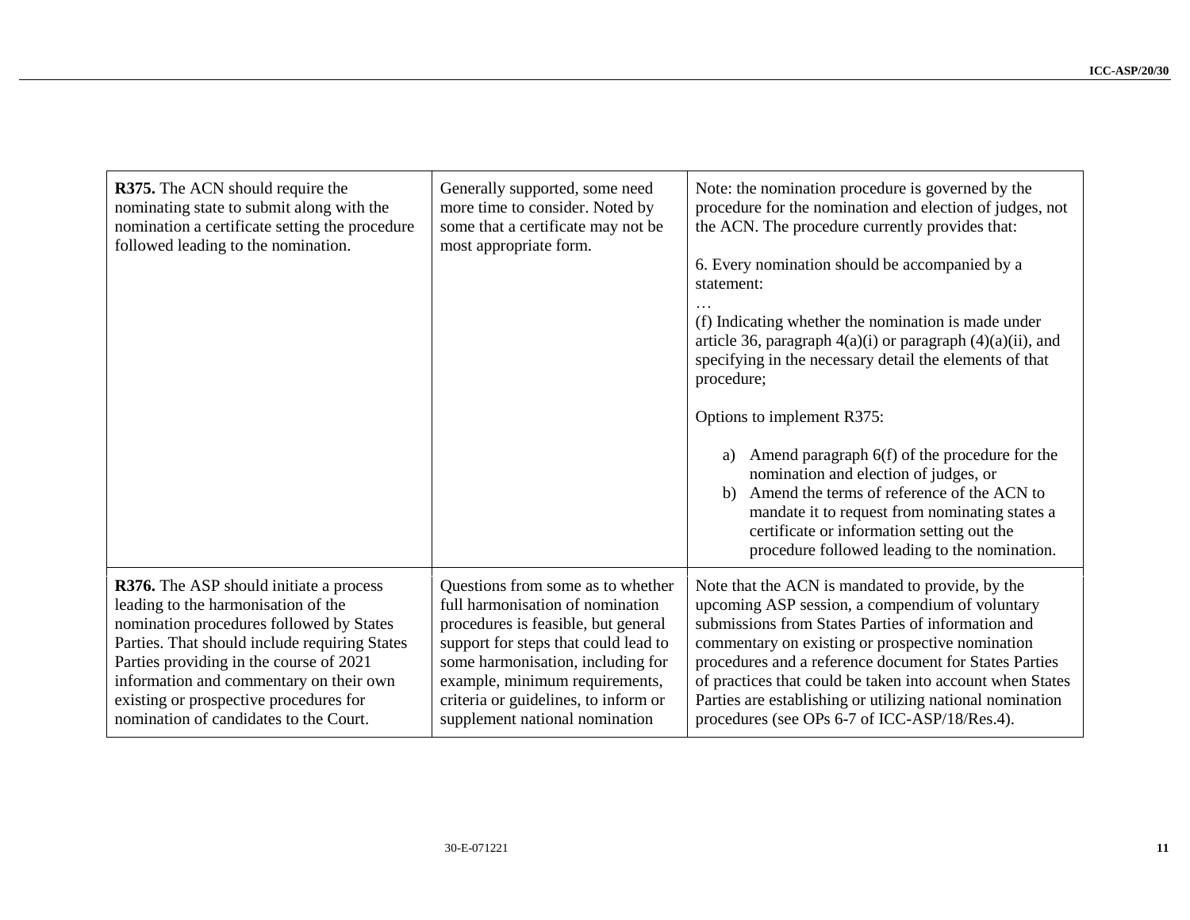| | | |
|---|---|---|
| **R375.** The ACN should require the nominating state to submit along with the nomination a certificate setting the procedure followed leading to the nomination. | Generally supported, some need more time to consider. Noted by some that a certificate may not be most appropriate form. | Note: the nomination procedure is governed by the procedure for the nomination and election of judges, not the ACN. The procedure currently provides that:<br><br>6. Every nomination should be accompanied by a statement:<br>…<br>(f) Indicating whether the nomination is made under article 36, paragraph 4(a)(i) or paragraph (4)(a)(ii), and specifying in the necessary detail the elements of that procedure;<br><br>Options to implement R375:<br><br>a) Amend paragraph 6(f) of the procedure for the nomination and election of judges, or<br>b) Amend the terms of reference of the ACN to mandate it to request from nominating states a certificate or information setting out the procedure followed leading to the nomination. |
| **R376.** The ASP should initiate a process leading to the harmonisation of the nomination procedures followed by States Parties. That should include requiring States Parties providing in the course of 2021 information and commentary on their own existing or prospective procedures for nomination of candidates to the Court. | Questions from some as to whether full harmonisation of nomination procedures is feasible, but general support for steps that could lead to some harmonisation, including for example, minimum requirements, criteria or guidelines, to inform or supplement national nomination | Note that the ACN is mandated to provide, by the upcoming ASP session, a compendium of voluntary submissions from States Parties of information and commentary on existing or prospective nomination procedures and a reference document for States Parties of practices that could be taken into account when States Parties are establishing or utilizing national nomination procedures (see OPs 6-7 of ICC-ASP/18/Res.4). |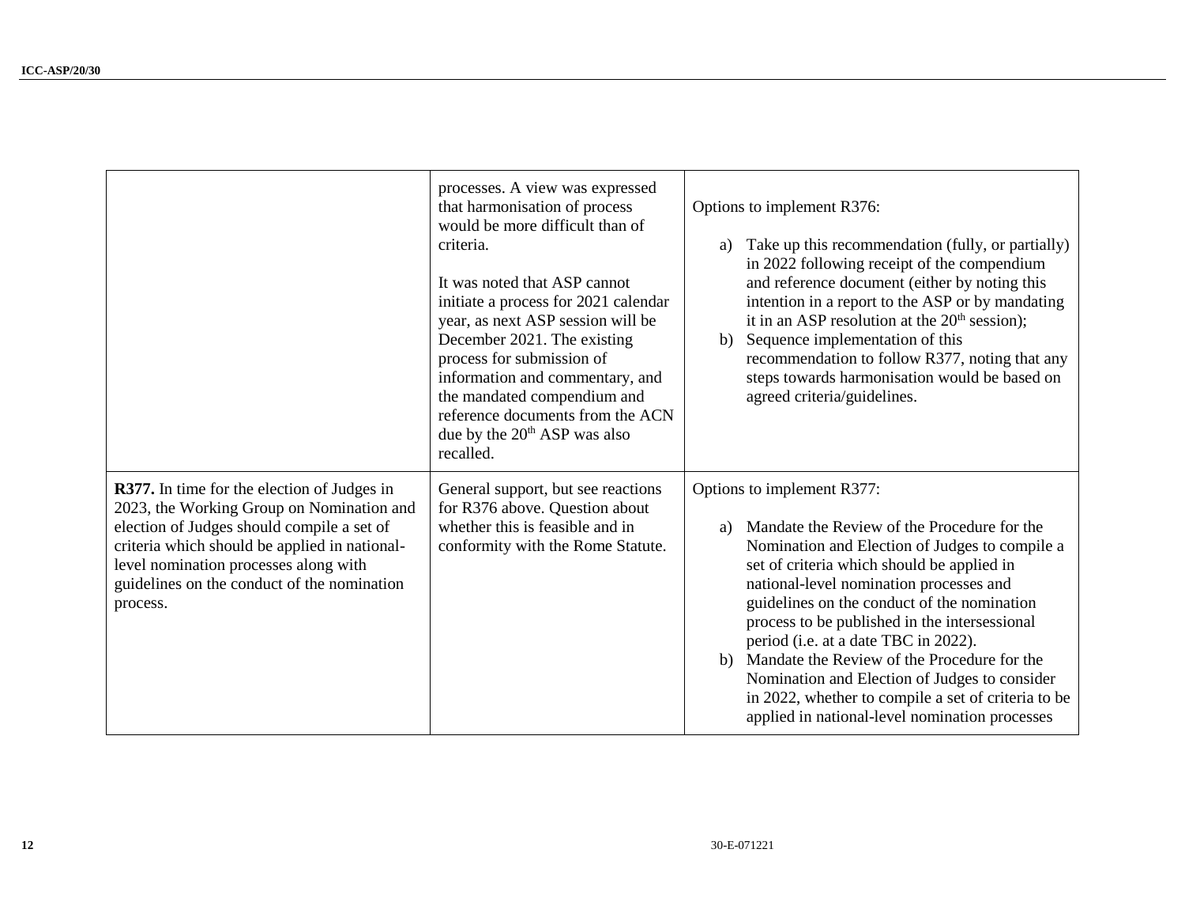| | | |
|---|---|---|
| | processes. A view was expressed that harmonisation of process would be more difficult than of criteria.<br><br>It was noted that ASP cannot initiate a process for 2021 calendar year, as next ASP session will be December 2021. The existing process for submission of information and commentary, and the mandated compendium and reference documents from the ACN due by the 20th ASP was also recalled. | Options to implement R376:<br><br>a) Take up this recommendation (fully, or partially) in 2022 following receipt of the compendium and reference document (either by noting this intention in a report to the ASP or by mandating it in an ASP resolution at the 20th session);<br>b) Sequence implementation of this recommendation to follow R377, noting that any steps towards harmonisation would be based on agreed criteria/guidelines. |
| **R377.** In time for the election of Judges in 2023, the Working Group on Nomination and election of Judges should compile a set of criteria which should be applied in national-level nomination processes along with guidelines on the conduct of the nomination process. | General support, but see reactions for R376 above. Question about whether this is feasible and in conformity with the Rome Statute. | Options to implement R377:<br><br>a) Mandate the Review of the Procedure for the Nomination and Election of Judges to compile a set of criteria which should be applied in national-level nomination processes and guidelines on the conduct of the nomination process to be published in the intersessional period (i.e. at a date TBC in 2022).<br>b) Mandate the Review of the Procedure for the Nomination and Election of Judges to consider in 2022, whether to compile a set of criteria to be applied in national-level nomination processes |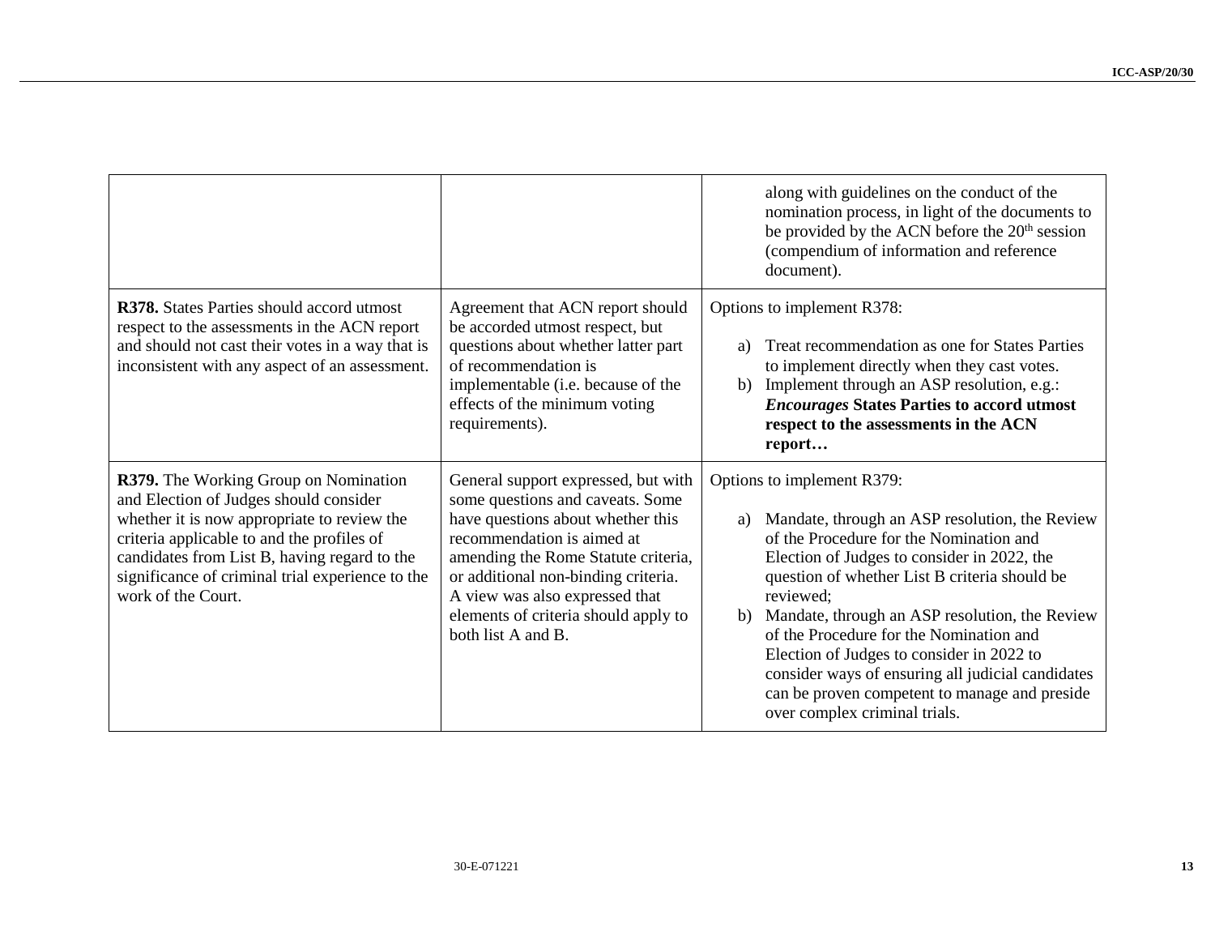| | | |
|---|---|---|
| | | along with guidelines on the conduct of the nomination process, in light of the documents to be provided by the ACN before the 20th session (compendium of information and reference document). |
| **R378.** States Parties should accord utmost respect to the assessments in the ACN report and should not cast their votes in a way that is inconsistent with any aspect of an assessment. | Agreement that ACN report should be accorded utmost respect, but questions about whether latter part of recommendation is implementable (i.e. because of the effects of the minimum voting requirements). | Options to implement R378:<br><br>a) Treat recommendation as one for States Parties to implement directly when they cast votes.<br>b) Implement through an ASP resolution, e.g.: ***Encourages* States Parties to accord utmost respect to the assessments in the ACN report…** |
| **R379.** The Working Group on Nomination and Election of Judges should consider whether it is now appropriate to review the criteria applicable to and the profiles of candidates from List B, having regard to the significance of criminal trial experience to the work of the Court. | General support expressed, but with some questions and caveats. Some have questions about whether this recommendation is aimed at amending the Rome Statute criteria, or additional non-binding criteria. A view was also expressed that elements of criteria should apply to both list A and B. | Options to implement R379:<br><br>a) Mandate, through an ASP resolution, the Review of the Procedure for the Nomination and Election of Judges to consider in 2022, the question of whether List B criteria should be reviewed;<br>b) Mandate, through an ASP resolution, the Review of the Procedure for the Nomination and Election of Judges to consider in 2022 to consider ways of ensuring all judicial candidates can be proven competent to manage and preside over complex criminal trials. |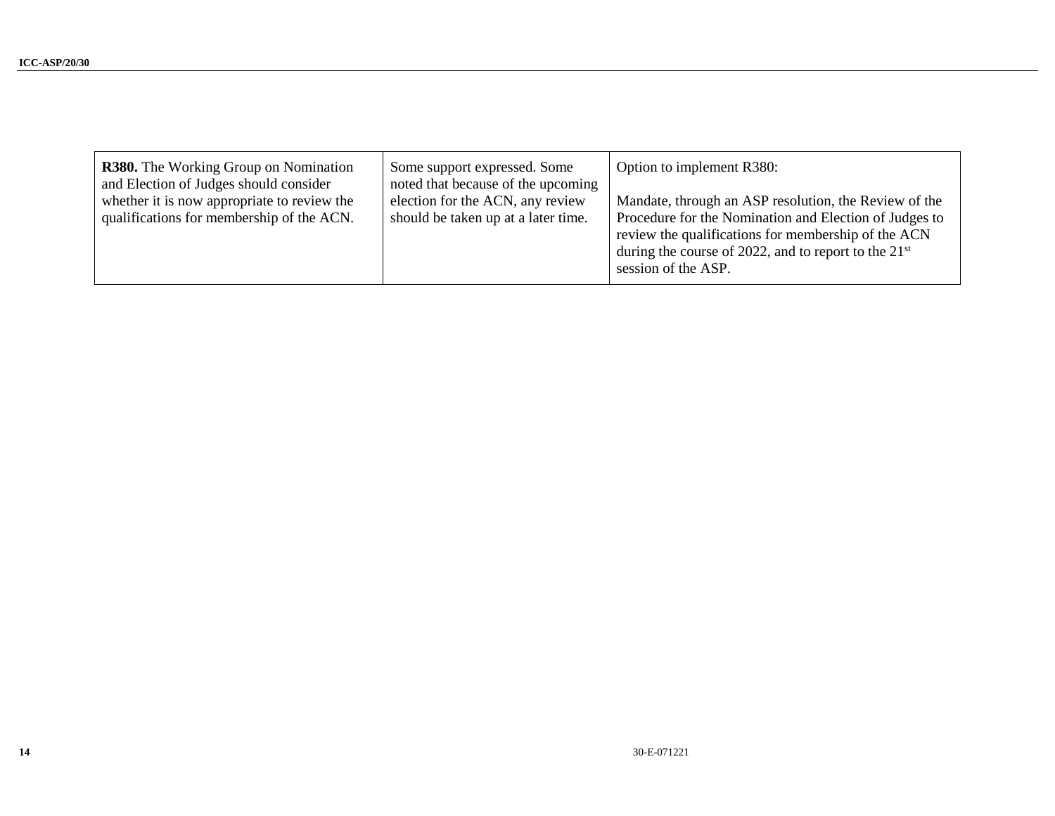| | | |
|---|---|---|
| **R380.** The Working Group on Nomination and Election of Judges should consider whether it is now appropriate to review the qualifications for membership of the ACN. | Some support expressed. Some noted that because of the upcoming election for the ACN, any review should be taken up at a later time. | Option to implement R380:<br><br>Mandate, through an ASP resolution, the Review of the Procedure for the Nomination and Election of Judges to review the qualifications for membership of the ACN during the course of 2022, and to report to the 21st session of the ASP. |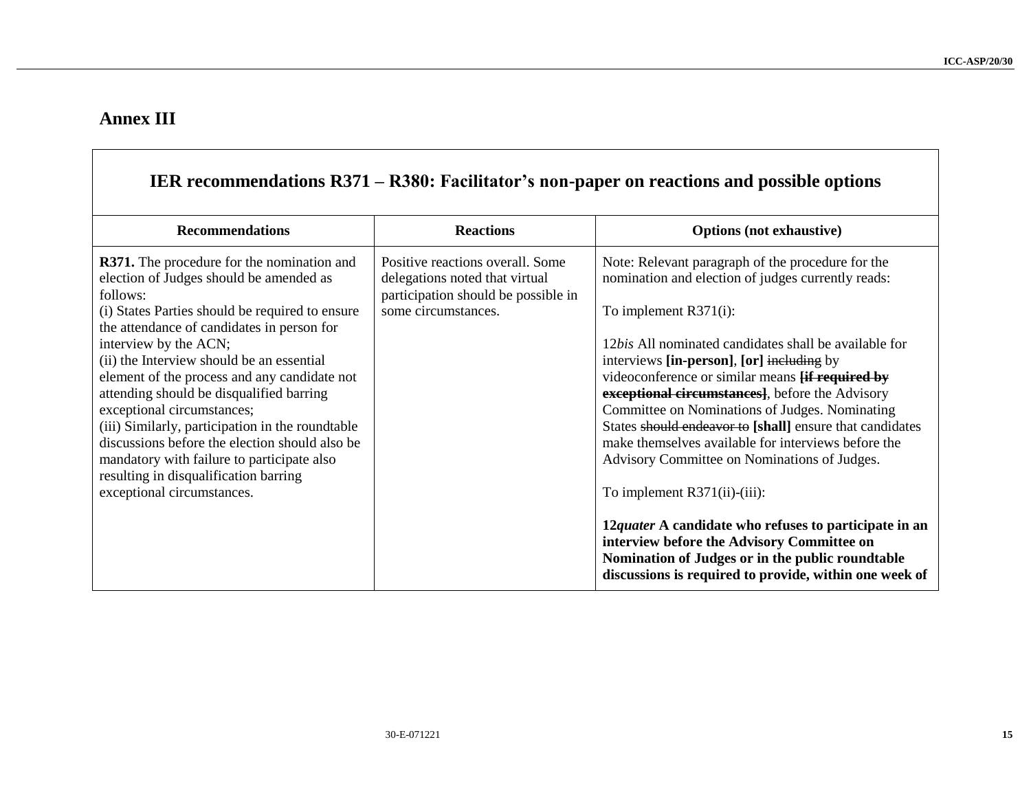## Annex III

| IER recommendations R371 – R380: Facilitator's non-paper on reactions and possible options | | |
|---|---|---|
| **Recommendations** | **Reactions** | **Options (not exhaustive)** |
| **R371.** The procedure for the nomination and election of Judges should be amended as follows:<br>(i) States Parties should be required to ensure the attendance of candidates in person for interview by the ACN;<br>(ii) the Interview should be an essential element of the process and any candidate not attending should be disqualified barring exceptional circumstances;<br>(iii) Similarly, participation in the roundtable discussions before the election should also be mandatory with failure to participate also resulting in disqualification barring exceptional circumstances. | Positive reactions overall. Some delegations noted that virtual participation should be possible in some circumstances. | Note: Relevant paragraph of the procedure for the nomination and election of judges currently reads:<br><br>To implement R371(i):<br><br>12*bis* All nominated candidates shall be available for interviews **[in-person]**, **[or]** ~~including~~ by videoconference or similar means **~~[if required by exceptional circumstances]~~**, before the Advisory Committee on Nominations of Judges. Nominating States ~~should endeavor to~~ **[shall]** ensure that candidates make themselves available for interviews before the Advisory Committee on Nominations of Judges.<br><br>To implement R371(ii)-(iii):<br><br>**12*quater* A candidate who refuses to participate in an interview before the Advisory Committee on Nomination of Judges or in the public roundtable discussions is required to provide, within one week of** |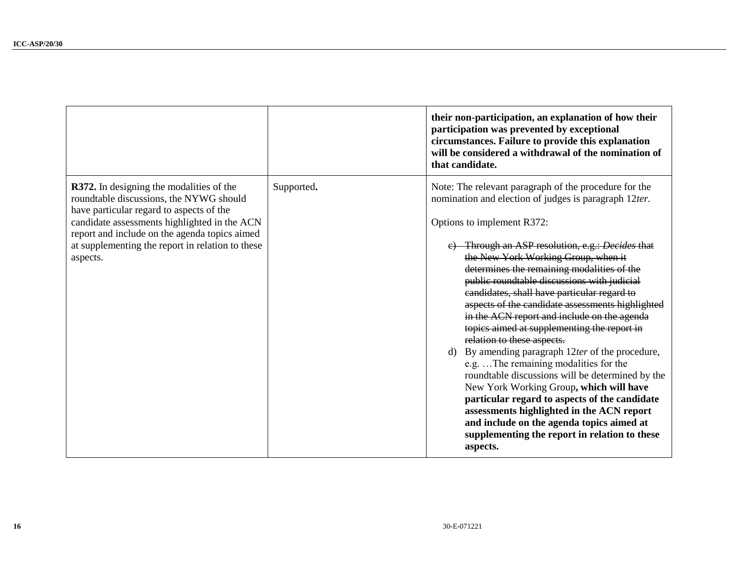| | | |
|---|---|---|
| | | **their non-participation, an explanation of how their participation was prevented by exceptional circumstances. Failure to provide this explanation will be considered a withdrawal of the nomination of that candidate.** |
| **R372.** In designing the modalities of the roundtable discussions, the NYWG should have particular regard to aspects of the candidate assessments highlighted in the ACN report and include on the agenda topics aimed at supplementing the report in relation to these aspects. | Supported**.** | Note: The relevant paragraph of the procedure for the nomination and election of judges is paragraph 12*ter*.<br><br>Options to implement R372:<br><br>~~c) Through an ASP resolution, e.g.: *Decides* that the New York Working Group, when it determines the remaining modalities of the public roundtable discussions with judicial candidates, shall have particular regard to aspects of the candidate assessments highlighted in the ACN report and include on the agenda topics aimed at supplementing the report in relation to these aspects.~~<br>d) By amending paragraph 12*ter* of the procedure, e.g. …The remaining modalities for the roundtable discussions will be determined by the New York Working Group**, which will have particular regard to aspects of the candidate assessments highlighted in the ACN report and include on the agenda topics aimed at supplementing the report in relation to these aspects.** |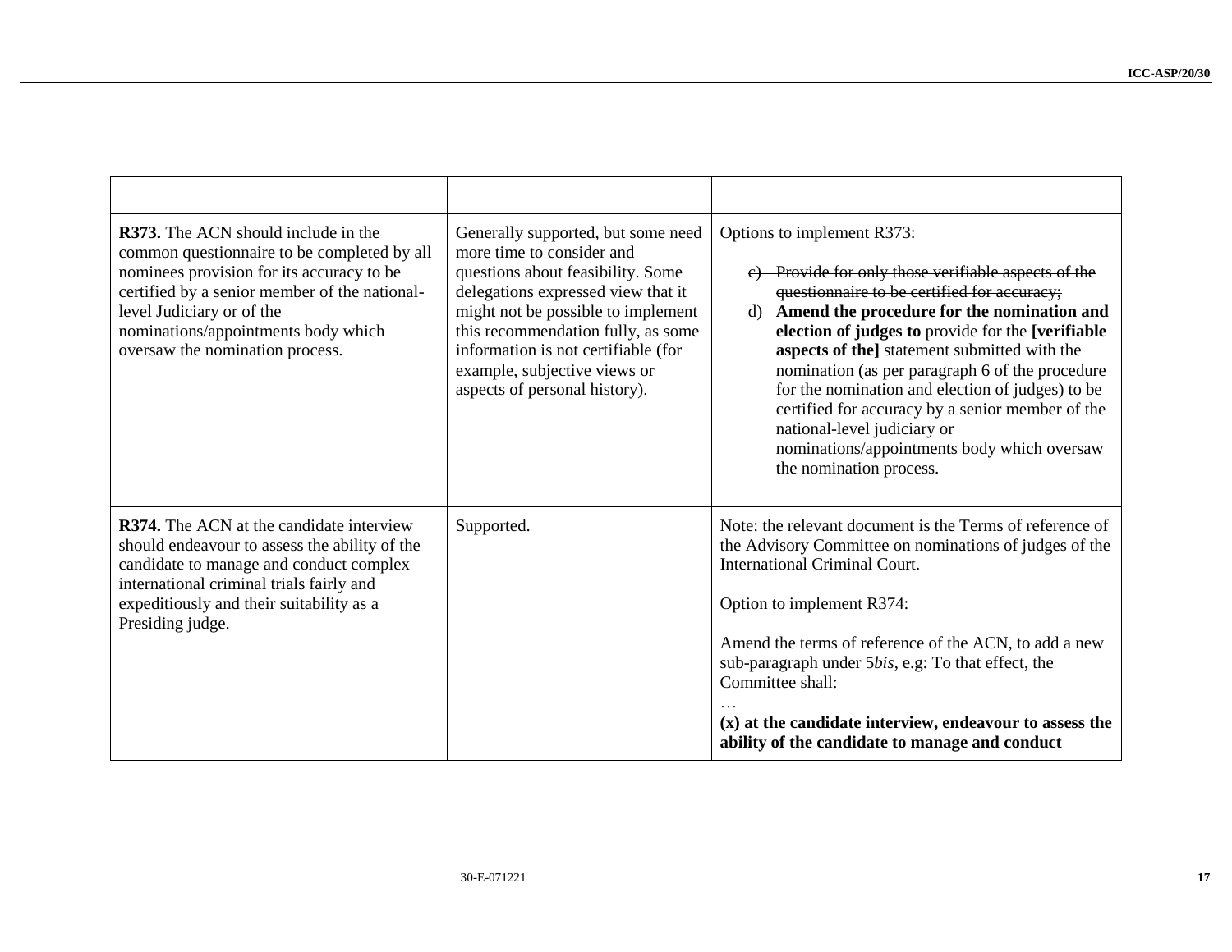| | | |
|---|---|---|
| **R373.** The ACN should include in the common questionnaire to be completed by all nominees provision for its accuracy to be certified by a senior member of the national-level Judiciary or of the nominations/appointments body which oversaw the nomination process. | Generally supported, but some need more time to consider and questions about feasibility. Some delegations expressed view that it might not be possible to implement this recommendation fully, as some information is not certifiable (for example, subjective views or aspects of personal history). | Options to implement R373:<br><br>c) ~~Provide for only those verifiable aspects of the questionnaire to be certified for accuracy;~~<br>d) **Amend the procedure for the nomination and election of judges to** provide for the **[verifiable aspects of the]** statement submitted with the nomination (as per paragraph 6 of the procedure for the nomination and election of judges) to be certified for accuracy by a senior member of the national-level judiciary or nominations/appointments body which oversaw the nomination process. |
| **R374.** The ACN at the candidate interview should endeavour to assess the ability of the candidate to manage and conduct complex international criminal trials fairly and expeditiously and their suitability as a Presiding judge. | Supported. | Note: the relevant document is the Terms of reference of the Advisory Committee on nominations of judges of the International Criminal Court.<br><br>Option to implement R374:<br><br>Amend the terms of reference of the ACN, to add a new sub-paragraph under 5*bis*, e.g: To that effect, the Committee shall:<br>…<br>**(x) at the candidate interview, endeavour to assess the ability of the candidate to manage and conduct** |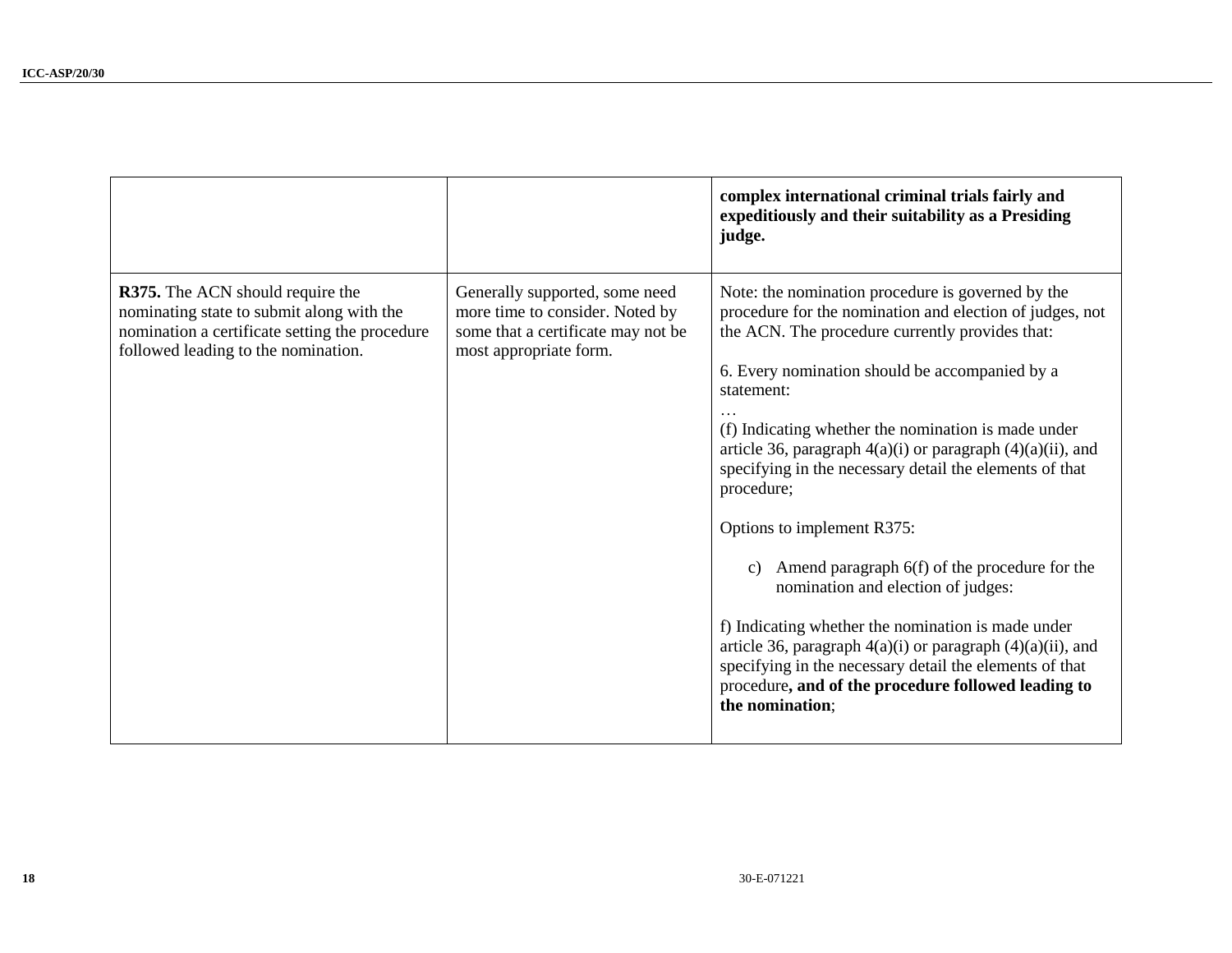| | | |
|---|---|---|
| | | **complex international criminal trials fairly and expeditiously and their suitability as a Presiding judge.** |
| **R375.** The ACN should require the nominating state to submit along with the nomination a certificate setting the procedure followed leading to the nomination. | Generally supported, some need more time to consider. Noted by some that a certificate may not be most appropriate form. | Note: the nomination procedure is governed by the procedure for the nomination and election of judges, not the ACN. The procedure currently provides that:<br><br>6. Every nomination should be accompanied by a statement:<br>…<br>(f) Indicating whether the nomination is made under article 36, paragraph 4(a)(i) or paragraph (4)(a)(ii), and specifying in the necessary detail the elements of that procedure;<br><br>Options to implement R375:<br><br>c) Amend paragraph 6(f) of the procedure for the nomination and election of judges:<br><br>f) Indicating whether the nomination is made under article 36, paragraph 4(a)(i) or paragraph (4)(a)(ii), and specifying in the necessary detail the elements of that procedure**, and of the procedure followed leading to the nomination**; |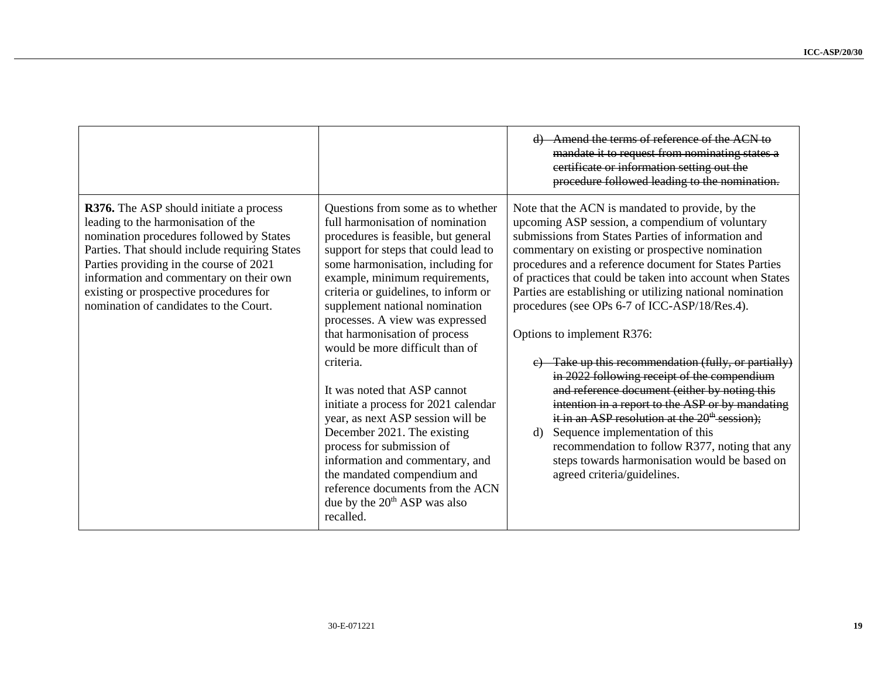| | | |
|---|---|---|
| | | ~~d) Amend the terms of reference of the ACN to mandate it to request from nominating states a certificate or information setting out the procedure followed leading to the nomination.~~ |
| **R376.** The ASP should initiate a process leading to the harmonisation of the nomination procedures followed by States Parties. That should include requiring States Parties providing in the course of 2021 information and commentary on their own existing or prospective procedures for nomination of candidates to the Court. | Questions from some as to whether full harmonisation of nomination procedures is feasible, but general support for steps that could lead to some harmonisation, including for example, minimum requirements, criteria or guidelines, to inform or supplement national nomination processes. A view was expressed that harmonisation of process would be more difficult than of criteria.<br><br>It was noted that ASP cannot initiate a process for 2021 calendar year, as next ASP session will be December 2021. The existing process for submission of information and commentary, and the mandated compendium and reference documents from the ACN due by the 20th ASP was also recalled. | Note that the ACN is mandated to provide, by the upcoming ASP session, a compendium of voluntary submissions from States Parties of information and commentary on existing or prospective nomination procedures and a reference document for States Parties of practices that could be taken into account when States Parties are establishing or utilizing national nomination procedures (see OPs 6-7 of ICC-ASP/18/Res.4).<br><br>Options to implement R376:<br><br>~~c) Take up this recommendation (fully, or partially) in 2022 following receipt of the compendium and reference document (either by noting this intention in a report to the ASP or by mandating it in an ASP resolution at the 20th session);~~<br>d) Sequence implementation of this recommendation to follow R377, noting that any steps towards harmonisation would be based on agreed criteria/guidelines. |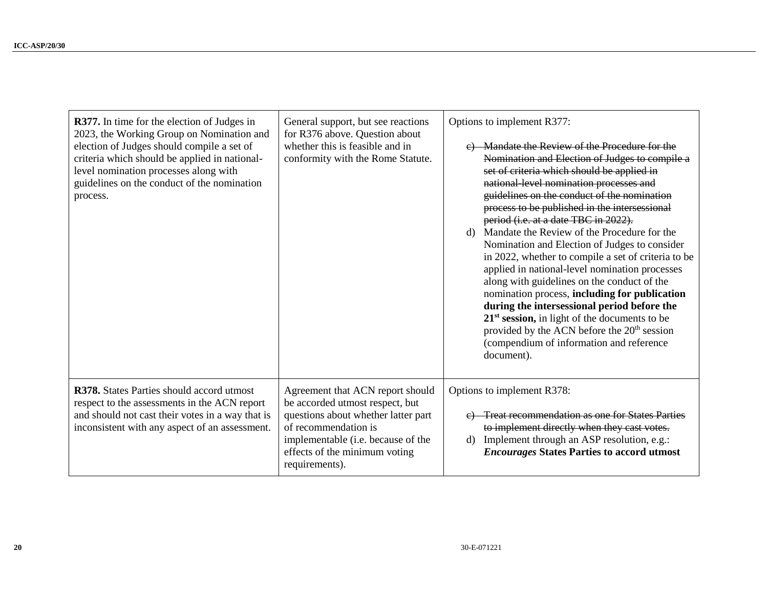| | | |
|---|---|---|
| **R377.** In time for the election of Judges in 2023, the Working Group on Nomination and election of Judges should compile a set of criteria which should be applied in national-level nomination processes along with guidelines on the conduct of the nomination process. | General support, but see reactions for R376 above. Question about whether this is feasible and in conformity with the Rome Statute. | Options to implement R377:<br><br>c) ~~Mandate the Review of the Procedure for the Nomination and Election of Judges to compile a set of criteria which should be applied in national-level nomination processes and guidelines on the conduct of the nomination process to be published in the intersessional period (i.e. at a date TBC in 2022).~~<br>d) Mandate the Review of the Procedure for the Nomination and Election of Judges to consider in 2022, whether to compile a set of criteria to be applied in national-level nomination processes along with guidelines on the conduct of the nomination process, **including for publication during the intersessional period before the 21st session,** in light of the documents to be provided by the ACN before the 20th session (compendium of information and reference document). |
| **R378.** States Parties should accord utmost respect to the assessments in the ACN report and should not cast their votes in a way that is inconsistent with any aspect of an assessment. | Agreement that ACN report should be accorded utmost respect, but questions about whether latter part of recommendation is implementable (i.e. because of the effects of the minimum voting requirements). | Options to implement R378:<br><br>c) ~~Treat recommendation as one for States Parties to implement directly when they cast votes.~~<br>d) Implement through an ASP resolution, e.g.: ***Encourages*** **States Parties to accord utmost** |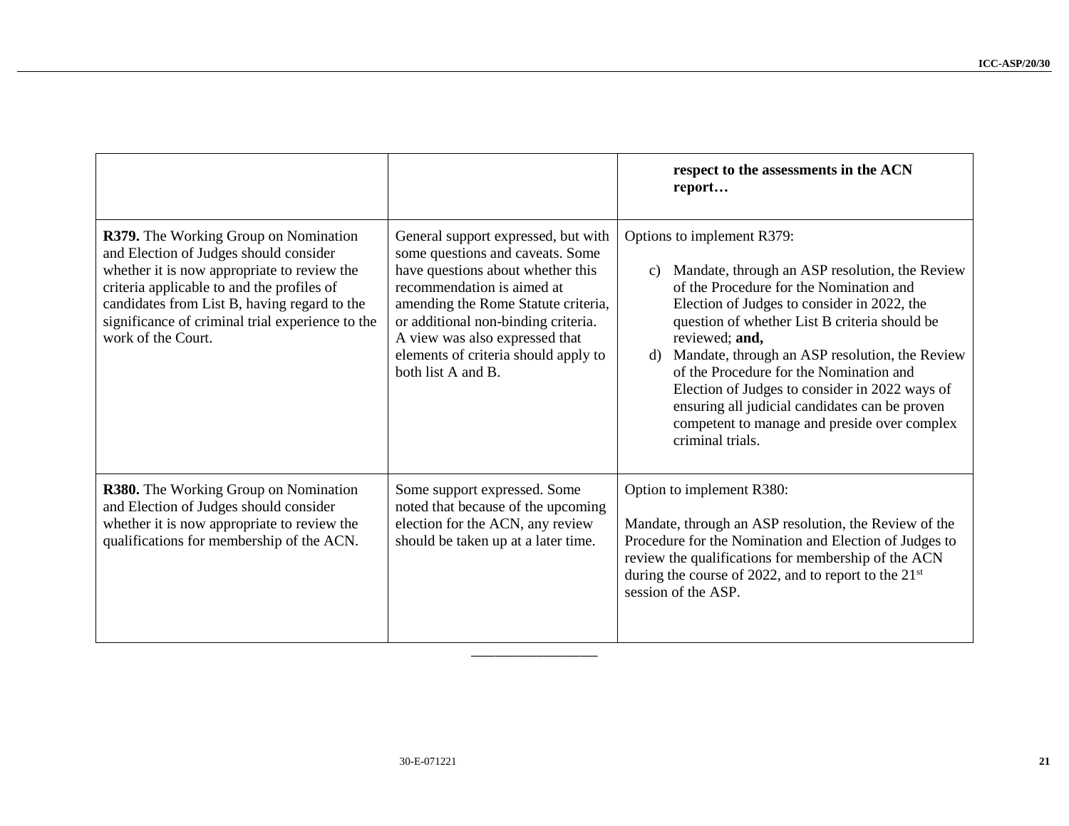| | | |
|---|---|---|
| | | **respect to the assessments in the ACN report…** |
| **R379.** The Working Group on Nomination and Election of Judges should consider whether it is now appropriate to review the criteria applicable to and the profiles of candidates from List B, having regard to the significance of criminal trial experience to the work of the Court. | General support expressed, but with some questions and caveats. Some have questions about whether this recommendation is aimed at amending the Rome Statute criteria, or additional non-binding criteria. A view was also expressed that elements of criteria should apply to both list A and B. | Options to implement R379:<br><br>c) Mandate, through an ASP resolution, the Review of the Procedure for the Nomination and Election of Judges to consider in 2022, the question of whether List B criteria should be reviewed; **and,**<br>d) Mandate, through an ASP resolution, the Review of the Procedure for the Nomination and Election of Judges to consider in 2022 ways of ensuring all judicial candidates can be proven competent to manage and preside over complex criminal trials. |
| **R380.** The Working Group on Nomination and Election of Judges should consider whether it is now appropriate to review the qualifications for membership of the ACN. | Some support expressed. Some noted that because of the upcoming election for the ACN, any review should be taken up at a later time. | Option to implement R380:<br><br>Mandate, through an ASP resolution, the Review of the Procedure for the Nomination and Election of Judges to review the qualifications for membership of the ACN during the course of 2022, and to report to the 21st session of the ASP. |

\_\_\_\_\_\_\_\_\_\_\_\_\_\_\_\_\_\_\_\_